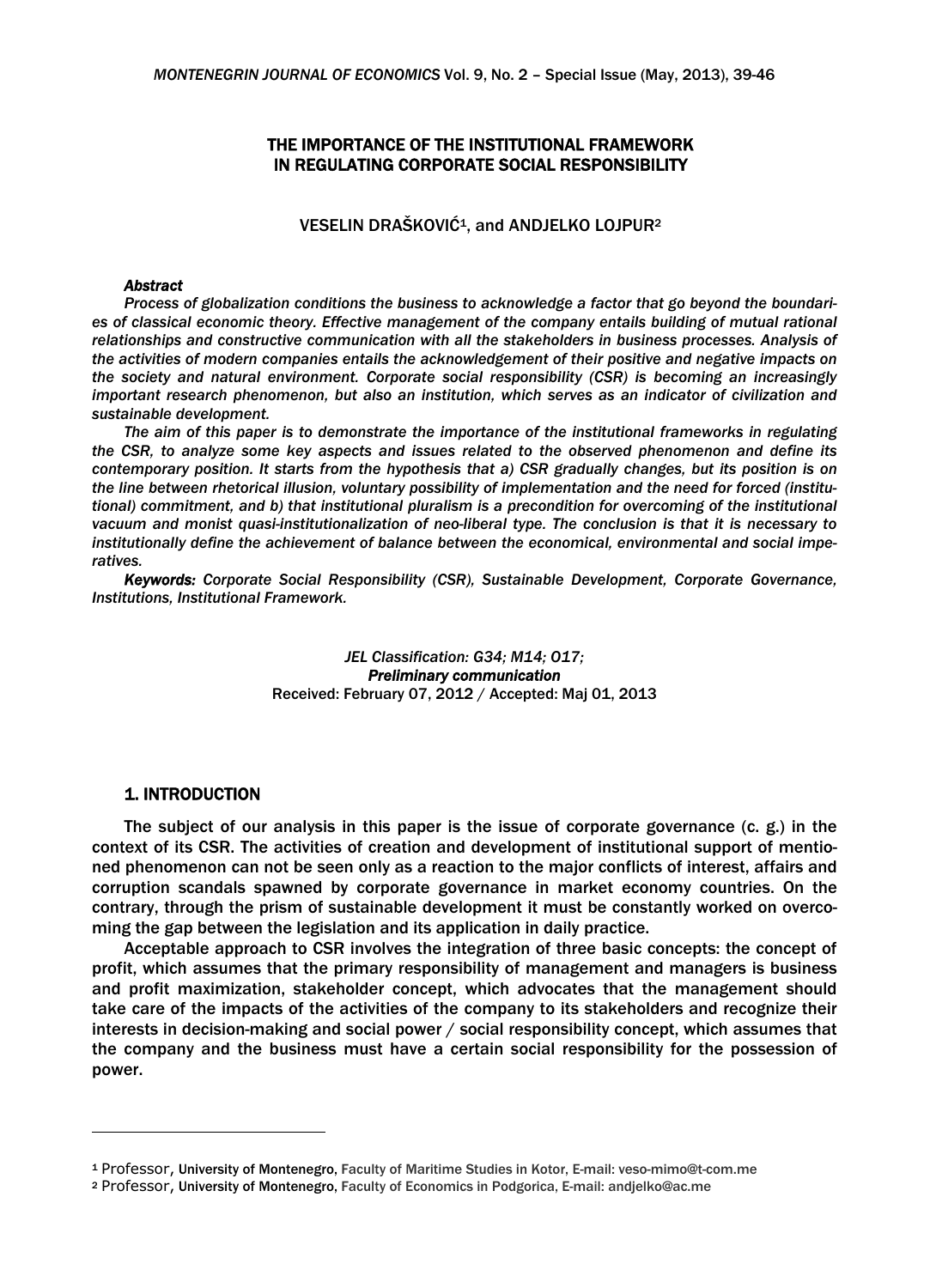# THE IMPORTANCE OF THE INSTITUTIONAL FRAMEWORK IN REGULATING CORPORATE SOCIAL RESPONSIBILITY

VESELIN DRAŠKOVIĆ[1], and ANDJELKO LOJPUR[2]

***Abstract***

*Process of globalization conditions the business to acknowledge a factor that go beyond the boundaries of classical economic theory. Effective management of the company entails building of mutual rational relationships and constructive communication with all the stakeholders in business processes. Analysis of the activities of modern companies entails the acknowledgement of their positive and negative impacts on the society and natural environment. Corporate social responsibility (CSR) is becoming an increasingly important research phenomenon, but also an institution, which serves as an indicator of civilization and sustainable development.*

*The aim of this paper is to demonstrate the importance of the institutional frameworks in regulating the CSR, to analyze some key aspects and issues related to the observed phenomenon and define its contemporary position. It starts from the hypothesis that a) CSR gradually changes, but its position is on the line between rhetorical illusion, voluntary possibility of implementation and the need for forced (institutional) commitment, and b) that institutional pluralism is a precondition for overcoming of the institutional vacuum and monist quasi-institutionalization of neo-liberal type. The conclusion is that it is necessary to institutionally define the achievement of balance between the economical, environmental and social imperatives.*

***Keywords:*** *Corporate Social Responsibility (CSR), Sustainable Development, Corporate Governance, Institutions, Institutional Framework.*

*JEL Classification: G34; M14; O17;*
***Preliminary communication***
Received: February 07, 2012 / Accepted: Maj 01, 2013

## 1. INTRODUCTION

The subject of our analysis in this paper is the issue of corporate governance (c. g.) in the context of its CSR. The activities of creation and development of institutional support of mentioned phenomenon can not be seen only as a reaction to the major conflicts of interest, affairs and corruption scandals spawned by corporate governance in market economy countries. On the contrary, through the prism of sustainable development it must be constantly worked on overcoming the gap between the legislation and its application in daily practice.

Acceptable approach to CSR involves the integration of three basic concepts: the concept of profit, which assumes that the primary responsibility of management and managers is business and profit maximization, stakeholder concept, which advocates that the management should take care of the impacts of the activities of the company to its stakeholders and recognize their interests in decision-making and social power / social responsibility concept, which assumes that the company and the business must have a certain social responsibility for the possession of power.

---

[1] Professor, University of Montenegro, Faculty of Maritime Studies in Kotor, E-mail: veso-mimo@t-com.me

[2] Professor, University of Montenegro, Faculty of Economics in Podgorica, E-mail: andjelko@ac.me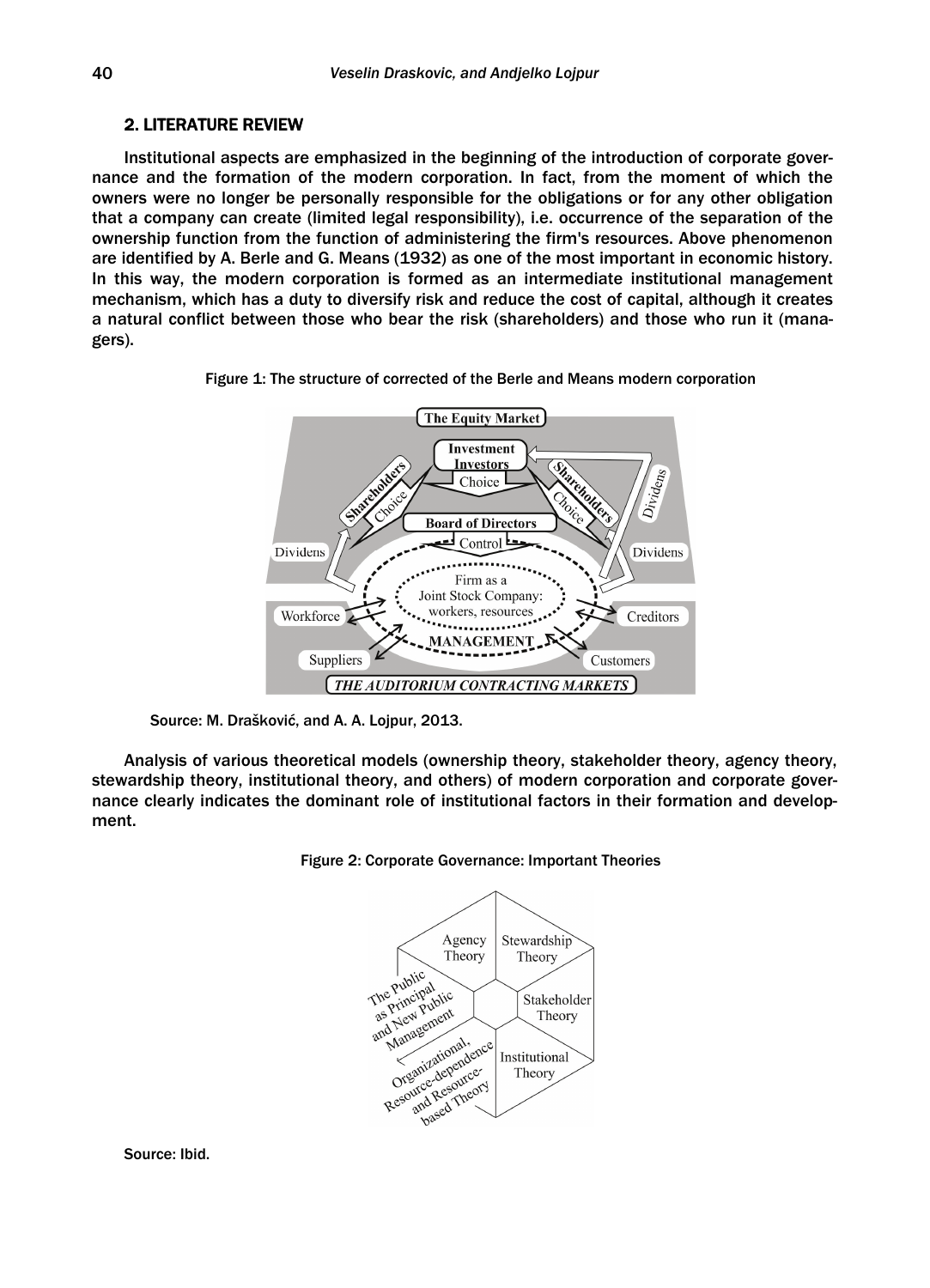## 2. LITERATURE REVIEW

Institutional aspects are emphasized in the beginning of the introduction of corporate governance and the formation of the modern corporation. In fact, from the moment of which the owners were no longer be personally responsible for the obligations or for any other obligation that a company can create (limited legal responsibility), i.e. occurrence of the separation of the ownership function from the function of administering the firm's resources. Above phenomenon are identified by A. Berle and G. Means (1932) as one of the most important in economic history. In this way, the modern corporation is formed as an intermediate institutional management mechanism, which has a duty to diversify risk and reduce the cost of capital, although it creates a natural conflict between those who bear the risk (shareholders) and those who run it (managers).

Figure 1: The structure of corrected of the Berle and Means modern corporation

Source: M. Drašković, and A. A. Lojpur, 2013.

Analysis of various theoretical models (ownership theory, stakeholder theory, agency theory, stewardship theory, institutional theory, and others) of modern corporation and corporate governance clearly indicates the dominant role of institutional factors in their formation and development.

Figure 2: Corporate Governance: Important Theories

Source: Ibid.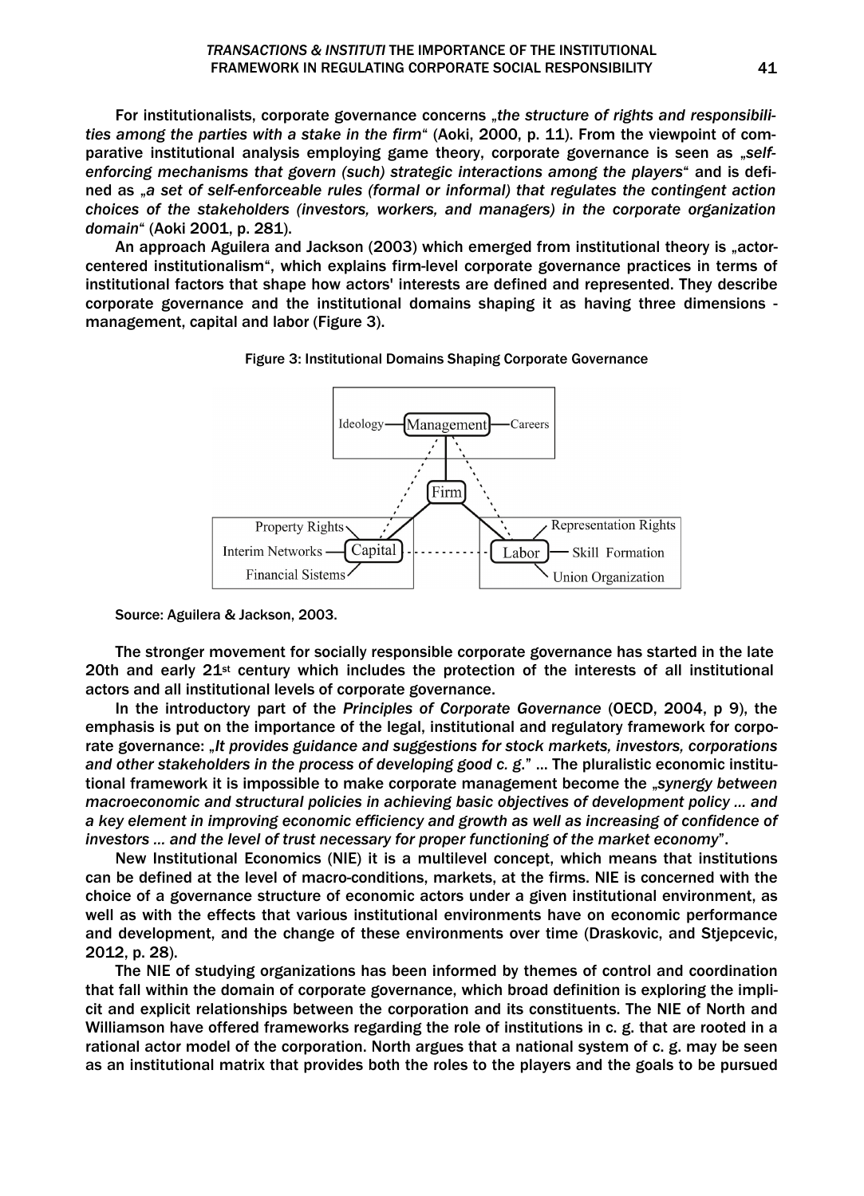For institutionalists, corporate governance concerns „*the structure of rights and responsibilities among the parties with a stake in the firm*" (Aoki, 2000, p. 11). From the viewpoint of comparative institutional analysis employing game theory, corporate governance is seen as „*self-enforcing mechanisms that govern (such) strategic interactions among the players*" and is defined as „*a set of self-enforceable rules (formal or informal) that regulates the contingent action choices of the stakeholders (investors, workers, and managers) in the corporate organization domain*" (Aoki 2001, p. 281).

An approach Aguilera and Jackson (2003) which emerged from institutional theory is „actor-centered institutionalism", which explains firm-level corporate governance practices in terms of institutional factors that shape how actors' interests are defined and represented. They describe corporate governance and the institutional domains shaping it as having three dimensions - management, capital and labor (Figure 3).

Figure 3: Institutional Domains Shaping Corporate Governance

Source: Aguilera & Jackson, 2003.

The stronger movement for socially responsible corporate governance has started in the late 20th and early 21st century which includes the protection of the interests of all institutional actors and all institutional levels of corporate governance.

In the introductory part of the *Principles of Corporate Governance* (OECD, 2004, p 9), the emphasis is put on the importance of the legal, institutional and regulatory framework for corporate governance: „*It provides guidance and suggestions for stock markets, investors, corporations and other stakeholders in the process of developing good c. g.*" ... The pluralistic economic institutional framework it is impossible to make corporate management become the „*synergy between macroeconomic and structural policies in achieving basic objectives of development policy ... and a key element in improving economic efficiency and growth as well as increasing of confidence of investors ... and the level of trust necessary for proper functioning of the market economy*".

New Institutional Economics (NIE) it is a multilevel concept, which means that institutions can be defined at the level of macro-conditions, markets, at the firms. NIE is concerned with the choice of a governance structure of economic actors under a given institutional environment, as well as with the effects that various institutional environments have on economic performance and development, and the change of these environments over time (Draskovic, and Stjepcevic, 2012, p. 28).

The NIE of studying organizations has been informed by themes of control and coordination that fall within the domain of corporate governance, which broad definition is exploring the implicit and explicit relationships between the corporation and its constituents. The NIE of North and Williamson have offered frameworks regarding the role of institutions in c. g. that are rooted in a rational actor model of the corporation. North argues that a national system of c. g. may be seen as an institutional matrix that provides both the roles to the players and the goals to be pursued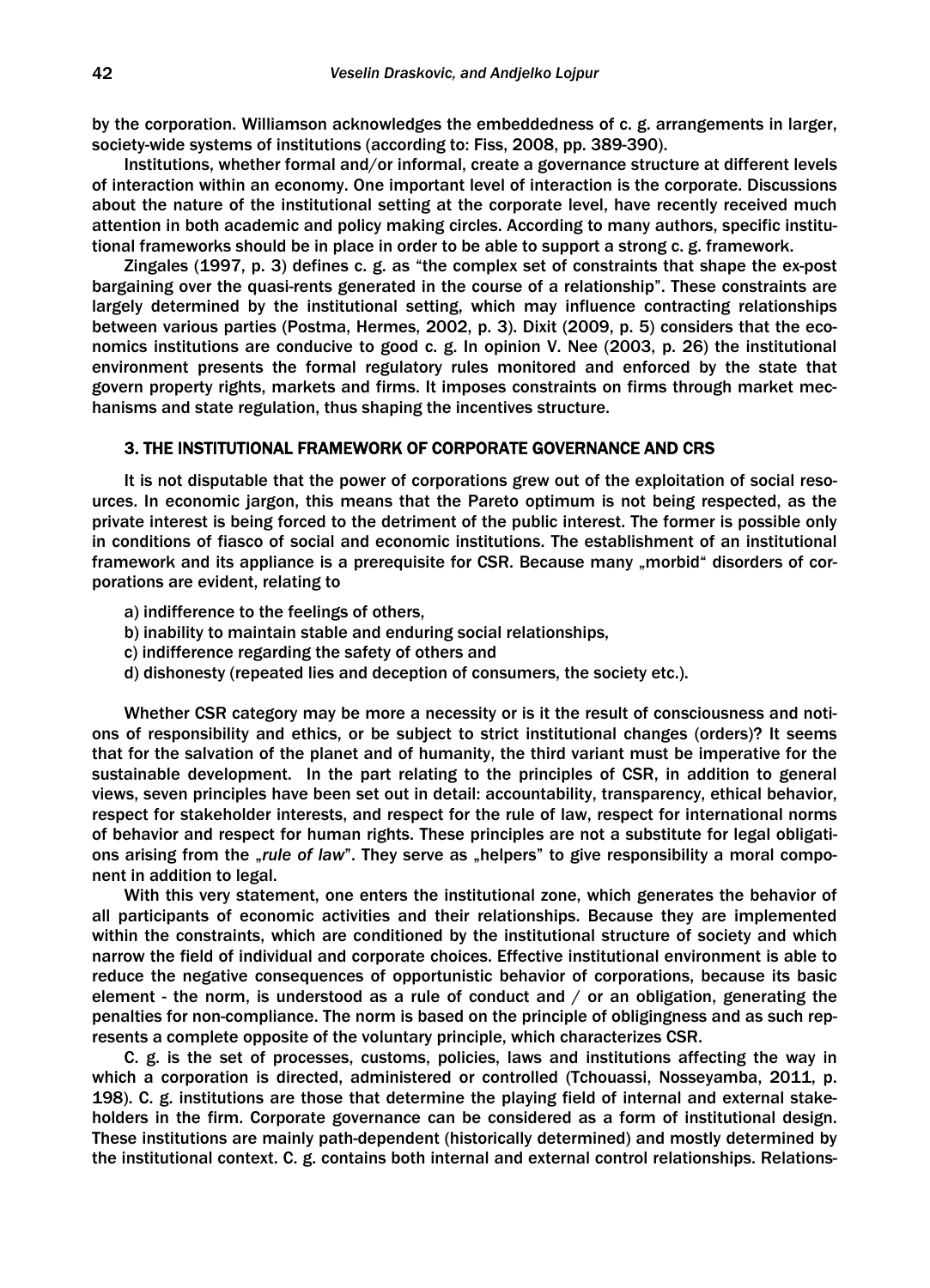by the corporation. Williamson acknowledges the embeddedness of c. g. arrangements in larger, society-wide systems of institutions (according to: Fiss, 2008, pp. 389-390).

Institutions, whether formal and/or informal, create a governance structure at different levels of interaction within an economy. One important level of interaction is the corporate. Discussions about the nature of the institutional setting at the corporate level, have recently received much attention in both academic and policy making circles. According to many authors, specific institutional frameworks should be in place in order to be able to support a strong c. g. framework.

Zingales (1997, p. 3) defines c. g. as "the complex set of constraints that shape the ex-post bargaining over the quasi-rents generated in the course of a relationship". These constraints are largely determined by the institutional setting, which may influence contracting relationships between various parties (Postma, Hermes, 2002, p. 3). Dixit (2009, p. 5) considers that the economics institutions are conducive to good c. g. In opinion V. Nee (2003, p. 26) the institutional environment presents the formal regulatory rules monitored and enforced by the state that govern property rights, markets and firms. It imposes constraints on firms through market mechanisms and state regulation, thus shaping the incentives structure.

## 3. THE INSTITUTIONAL FRAMEWORK OF CORPORATE GOVERNANCE AND CRS

It is not disputable that the power of corporations grew out of the exploitation of social resources. In economic jargon, this means that the Pareto optimum is not being respected, as the private interest is being forced to the detriment of the public interest. The former is possible only in conditions of fiasco of social and economic institutions. The establishment of an institutional framework and its appliance is a prerequisite for CSR. Because many „morbid" disorders of corporations are evident, relating to

a) indifference to the feelings of others,
b) inability to maintain stable and enduring social relationships,
c) indifference regarding the safety of others and
d) dishonesty (repeated lies and deception of consumers, the society etc.).

Whether CSR category may be more a necessity or is it the result of consciousness and notions of responsibility and ethics, or be subject to strict institutional changes (orders)? It seems that for the salvation of the planet and of humanity, the third variant must be imperative for the sustainable development. In the part relating to the principles of CSR, in addition to general views, seven principles have been set out in detail: accountability, transparency, ethical behavior, respect for stakeholder interests, and respect for the rule of law, respect for international norms of behavior and respect for human rights. These principles are not a substitute for legal obligations arising from the *„rule of law"*. They serve as „helpers" to give responsibility a moral component in addition to legal.

With this very statement, one enters the institutional zone, which generates the behavior of all participants of economic activities and their relationships. Because they are implemented within the constraints, which are conditioned by the institutional structure of society and which narrow the field of individual and corporate choices. Effective institutional environment is able to reduce the negative consequences of opportunistic behavior of corporations, because its basic element - the norm, is understood as a rule of conduct and / or an obligation, generating the penalties for non-compliance. The norm is based on the principle of obligingness and as such represents a complete opposite of the voluntary principle, which characterizes CSR.

C. g. is the set of processes, customs, policies, laws and institutions affecting the way in which a corporation is directed, administered or controlled (Tchouassi, Nosseyamba, 2011, p. 198). C. g. institutions are those that determine the playing field of internal and external stakeholders in the firm. Corporate governance can be considered as a form of institutional design. These institutions are mainly path-dependent (historically determined) and mostly determined by the institutional context. C. g. contains both internal and external control relationships. Relations-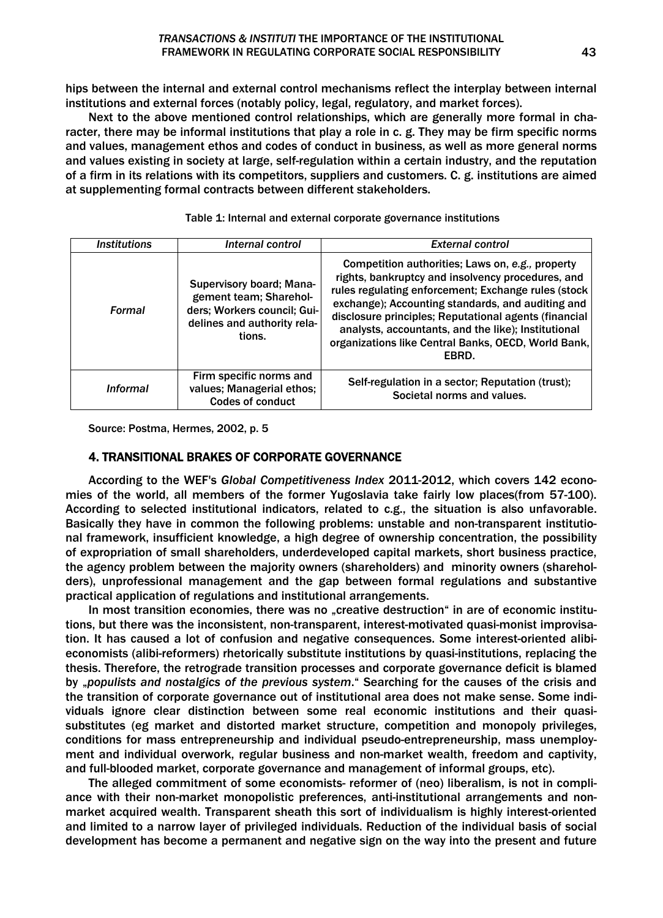hips between the internal and external control mechanisms reflect the interplay between internal institutions and external forces (notably policy, legal, regulatory, and market forces).

Next to the above mentioned control relationships, which are generally more formal in character, there may be informal institutions that play a role in c. g. They may be firm specific norms and values, management ethos and codes of conduct in business, as well as more general norms and values existing in society at large, self-regulation within a certain industry, and the reputation of a firm in its relations with its competitors, suppliers and customers. C. g. institutions are aimed at supplementing formal contracts between different stakeholders.

Table 1: Internal and external corporate governance institutions

| *Institutions* | *Internal control* | *External control* |
|---|---|---|
| *Formal* | Supervisory board; Management team; Shareholders; Workers council; Guidelines and authority relations. | Competition authorities; Laws on, *e.g.,* property rights, bankruptcy and insolvency procedures, and rules regulating enforcement; Exchange rules (stock exchange); Accounting standards, and auditing and disclosure principles; Reputational agents (financial analysts, accountants, and the like); Institutional organizations like Central Banks, OECD, World Bank, EBRD. |
| *Informal* | Firm specific norms and values; Managerial ethos; Codes of conduct | Self-regulation in a sector; Reputation (trust); Societal norms and values. |

Source: Postma, Hermes, 2002, p. 5

## 4. TRANSITIONAL BRAKES OF CORPORATE GOVERNANCE

According to the WEF's *Global Competitiveness Index* 2011-2012, which covers 142 economies of the world, all members of the former Yugoslavia take fairly low places(from 57-100). According to selected institutional indicators, related to c.g., the situation is also unfavorable. Basically they have in common the following problems: unstable and non-transparent institutional framework, insufficient knowledge, a high degree of ownership concentration, the possibility of expropriation of small shareholders, underdeveloped capital markets, short business practice, the agency problem between the majority owners (shareholders) and minority owners (shareholders), unprofessional management and the gap between formal regulations and substantive practical application of regulations and institutional arrangements.

In most transition economies, there was no „creative destruction" in are of economic institutions, but there was the inconsistent, non-transparent, interest-motivated quasi-monist improvisation. It has caused a lot of confusion and negative consequences. Some interest-oriented alibi-economists (alibi-reformers) rhetorically substitute institutions by quasi-institutions, replacing the thesis. Therefore, the retrograde transition processes and corporate governance deficit is blamed by „*populists and nostalgics of the previous system*." Searching for the causes of the crisis and the transition of corporate governance out of institutional area does not make sense. Some individuals ignore clear distinction between some real economic institutions and their quasi-substitutes (eg market and distorted market structure, competition and monopoly privileges, conditions for mass entrepreneurship and individual pseudo-entrepreneurship, mass unemployment and individual overwork, regular business and non-market wealth, freedom and captivity, and full-blooded market, corporate governance and management of informal groups, etc).

The alleged commitment of some economists- reformer of (neo) liberalism, is not in compliance with their non-market monopolistic preferences, anti-institutional arrangements and non-market acquired wealth. Transparent sheath this sort of individualism is highly interest-oriented and limited to a narrow layer of privileged individuals. Reduction of the individual basis of social development has become a permanent and negative sign on the way into the present and future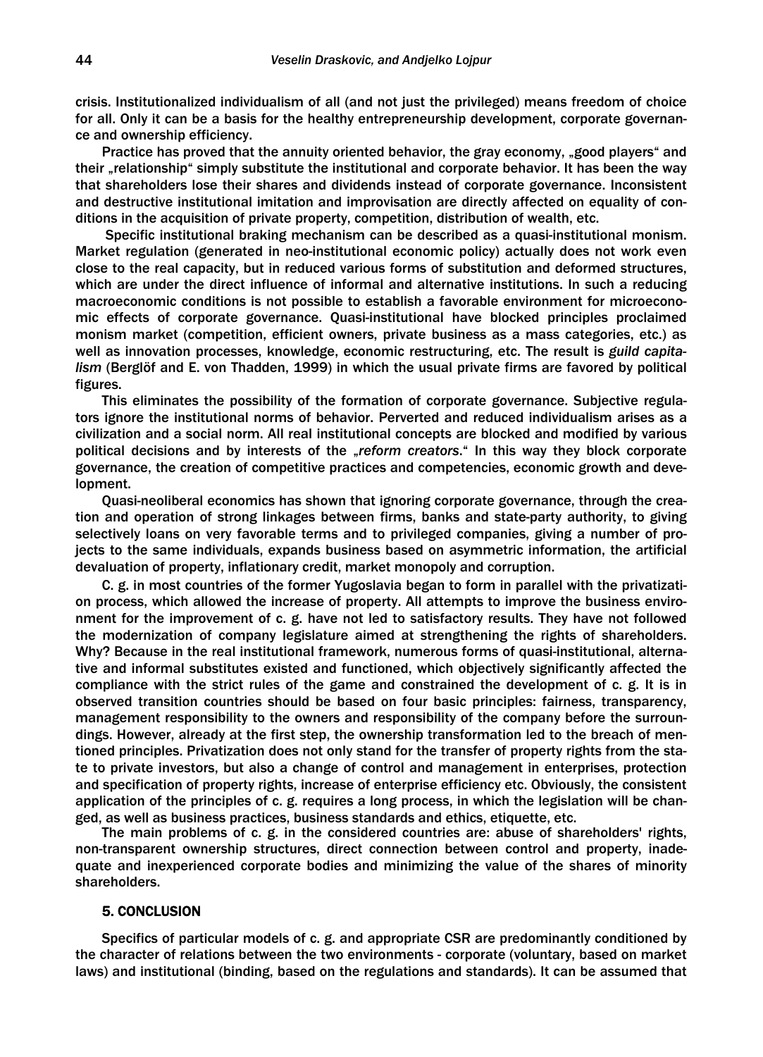crisis. Institutionalized individualism of all (and not just the privileged) means freedom of choice for all. Only it can be a basis for the healthy entrepreneurship development, corporate governance and ownership efficiency.

Practice has proved that the annuity oriented behavior, the gray economy, „good players" and their „relationship" simply substitute the institutional and corporate behavior. It has been the way that shareholders lose their shares and dividends instead of corporate governance. Inconsistent and destructive institutional imitation and improvisation are directly affected on equality of conditions in the acquisition of private property, competition, distribution of wealth, etc.

Specific institutional braking mechanism can be described as a quasi-institutional monism. Market regulation (generated in neo-institutional economic policy) actually does not work even close to the real capacity, but in reduced various forms of substitution and deformed structures, which are under the direct influence of informal and alternative institutions. In such a reducing macroeconomic conditions is not possible to establish a favorable environment for microeconomic effects of corporate governance. Quasi-institutional have blocked principles proclaimed monism market (competition, efficient owners, private business as a mass categories, etc.) as well as innovation processes, knowledge, economic restructuring, etc. The result is *guild capitalism* (Berglöf and E. von Thadden, 1999) in which the usual private firms are favored by political figures.

This eliminates the possibility of the formation of corporate governance. Subjective regulators ignore the institutional norms of behavior. Perverted and reduced individualism arises as a civilization and a social norm. All real institutional concepts are blocked and modified by various political decisions and by interests of the *„reform creators*." In this way they block corporate governance, the creation of competitive practices and competencies, economic growth and development.

Quasi-neoliberal economics has shown that ignoring corporate governance, through the creation and operation of strong linkages between firms, banks and state-party authority, to giving selectively loans on very favorable terms and to privileged companies, giving a number of projects to the same individuals, expands business based on asymmetric information, the artificial devaluation of property, inflationary credit, market monopoly and corruption.

C. g. in most countries of the former Yugoslavia began to form in parallel with the privatization process, which allowed the increase of property. All attempts to improve the business environment for the improvement of c. g. have not led to satisfactory results. They have not followed the modernization of company legislature aimed at strengthening the rights of shareholders. Why? Because in the real institutional framework, numerous forms of quasi-institutional, alternative and informal substitutes existed and functioned, which objectively significantly affected the compliance with the strict rules of the game and constrained the development of c. g. It is in observed transition countries should be based on four basic principles: fairness, transparency, management responsibility to the owners and responsibility of the company before the surroundings. However, already at the first step, the ownership transformation led to the breach of mentioned principles. Privatization does not only stand for the transfer of property rights from the state to private investors, but also a change of control and management in enterprises, protection and specification of property rights, increase of enterprise efficiency etc. Obviously, the consistent application of the principles of c. g. requires a long process, in which the legislation will be changed, as well as business practices, business standards and ethics, etiquette, etc.

The main problems of c. g. in the considered countries are: abuse of shareholders' rights, non-transparent ownership structures, direct connection between control and property, inadequate and inexperienced corporate bodies and minimizing the value of the shares of minority shareholders.

## 5. CONCLUSION

Specifics of particular models of c. g. and appropriate CSR are predominantly conditioned by the character of relations between the two environments - corporate (voluntary, based on market laws) and institutional (binding, based on the regulations and standards). It can be assumed that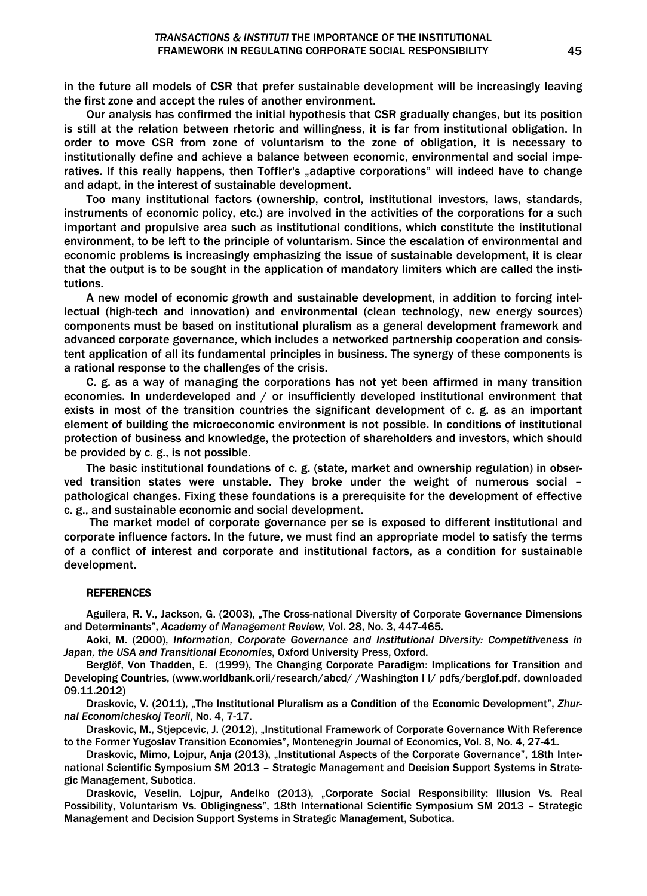in the future all models of CSR that prefer sustainable development will be increasingly leaving the first zone and accept the rules of another environment.

Our analysis has confirmed the initial hypothesis that CSR gradually changes, but its position is still at the relation between rhetoric and willingness, it is far from institutional obligation. In order to move CSR from zone of voluntarism to the zone of obligation, it is necessary to institutionally define and achieve a balance between economic, environmental and social imperatives. If this really happens, then Toffler's „adaptive corporations" will indeed have to change and adapt, in the interest of sustainable development.

Too many institutional factors (ownership, control, institutional investors, laws, standards, instruments of economic policy, etc.) are involved in the activities of the corporations for a such important and propulsive area such as institutional conditions, which constitute the institutional environment, to be left to the principle of voluntarism. Since the escalation of environmental and economic problems is increasingly emphasizing the issue of sustainable development, it is clear that the output is to be sought in the application of mandatory limiters which are called the institutions.

A new model of economic growth and sustainable development, in addition to forcing intellectual (high-tech and innovation) and environmental (clean technology, new energy sources) components must be based on institutional pluralism as a general development framework and advanced corporate governance, which includes a networked partnership cooperation and consistent application of all its fundamental principles in business. The synergy of these components is a rational response to the challenges of the crisis.

C. g. as a way of managing the corporations has not yet been affirmed in many transition economies. In underdeveloped and / or insufficiently developed institutional environment that exists in most of the transition countries the significant development of c. g. as an important element of building the microeconomic environment is not possible. In conditions of institutional protection of business and knowledge, the protection of shareholders and investors, which should be provided by c. g., is not possible.

The basic institutional foundations of c. g. (state, market and ownership regulation) in observed transition states were unstable. They broke under the weight of numerous social – pathological changes. Fixing these foundations is a prerequisite for the development of effective c. g., and sustainable economic and social development.

The market model of corporate governance per se is exposed to different institutional and corporate influence factors. In the future, we must find an appropriate model to satisfy the terms of a conflict of interest and corporate and institutional factors, as a condition for sustainable development.

## REFERENCES

Aguilera, R. V., Jackson, G. (2003), „The Cross-national Diversity of Corporate Governance Dimensions and Determinants", *Academy of Management Review,* Vol. 28, No. 3, 447-465.

Aoki, M. (2000), *Information, Corporate Governance and Institutional Diversity: Competitiveness in Japan, the USA and Transitional Economies*, Oxford University Press, Oxford.

Berglöf, Von Thadden, E. (1999), The Changing Corporate Paradigm: Implications for Transition and Developing Countries, (www.worldbank.orii/research/abcd/ /Washington I I/ pdfs/berglof.pdf, downloaded 09.11.2012)

Draskovic, V. (2011), „The Institutional Pluralism as a Condition of the Economic Development", *Zhurnal Economicheskoj Teorii*, No. 4, 7-17.

Draskovic, M., Stjepcevic, J. (2012), „Institutional Framework of Corporate Governance With Reference to the Former Yugoslav Transition Economies", Montenegrin Journal of Economics, Vol. 8, No. 4, 27-41.

Draskovic, Mimo, Lojpur, Anja (2013), „Institutional Aspects of the Corporate Governance", 18th International Scientific Symposium SM 2013 – Strategic Management and Decision Support Systems in Strategic Management, Subotica.

Draskovic, Veselin, Lojpur, Anđelko (2013), „Corporate Social Responsibility: Illusion Vs. Real Possibility, Voluntarism Vs. Obligingness", 18th International Scientific Symposium SM 2013 – Strategic Management and Decision Support Systems in Strategic Management, Subotica.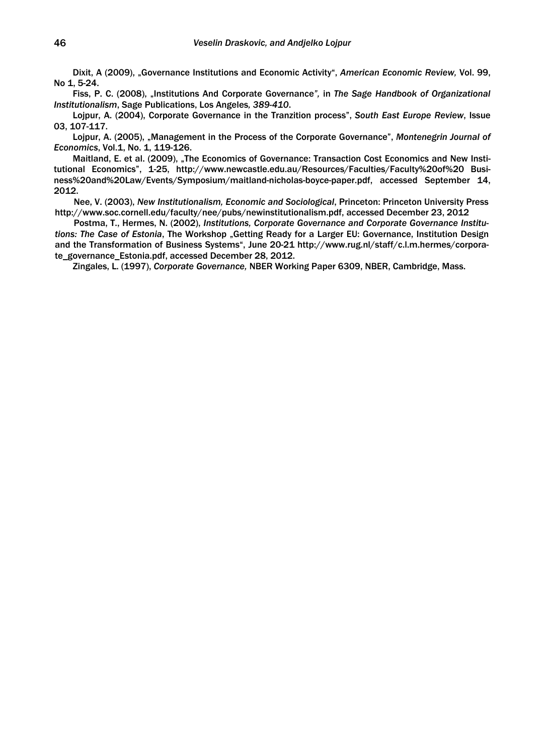Dixit, A (2009), „Governance Institutions and Economic Activity“, *American Economic Review,* Vol. 99, No 1, 5-24.

Fiss, P. C. (2008), „Institutions And Corporate Governance*",* in *The Sage Handbook of Organizational Institutionalism*, Sage Publications, Los Angeles*, 389-410*.

Lojpur, A. (2004), Corporate Governance in the Tranzition process", *South East Europe Review*, Issue 03, 107-117.

Lojpur, A. (2005), „Management in the Process of the Corporate Governance", *Montenegrin Journal of Economics*, Vol.1, No. 1, 119-126.

Maitland, E. et al. (2009), „The Economics of Governance: Transaction Cost Economics and New Institutional Economics", 1-25, http://www.newcastle.edu.au/Resources/Faculties/Faculty%20of%20 Business%20and%20Law/Events/Symposium/maitland-nicholas-boyce-paper.pdf, accessed September 14, 2012.

Nee, V. (2003), *New Institutionalism, Economic and Sociological*, Princeton: Princeton University Press http://www.soc.cornell.edu/faculty/nee/pubs/newinstitutionalism.pdf, accessed December 23, 2012

Postma, T., Hermes, N. (2002), *Institutions, Corporate Governance and Corporate Governance Institutions: The Case of Estonia*, The Workshop „Getting Ready for a Larger EU: Governance, Institution Design and the Transformation of Business Systems“, June 20-21 http://www.rug.nl/staff/c.l.m.hermes/corporate_governance_Estonia.pdf, accessed December 28, 2012.

Zingales, L. (1997), *Corporate Governance,* NBER Working Paper 6309, NBER, Cambridge, Mass.